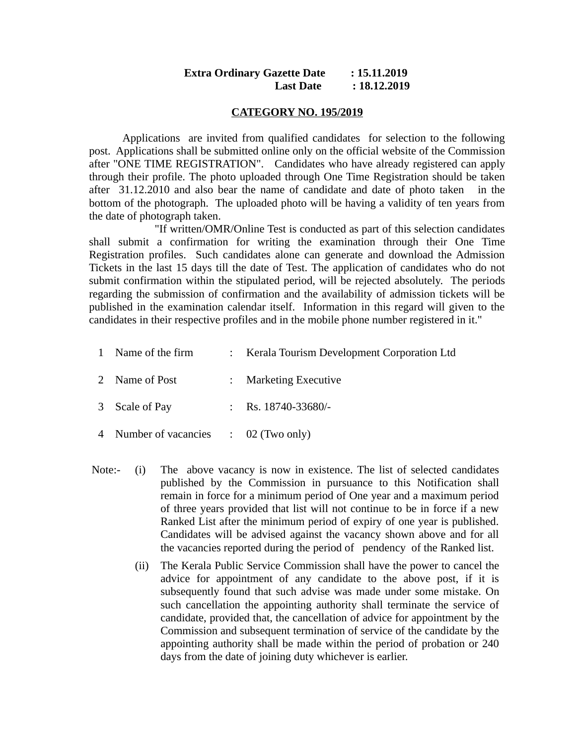**Extra Ordinary Gazette Date : 15.11.2019**
**Last Date : 18.12.2019**

## CATEGORY NO. 195/2019

Applications are invited from qualified candidates for selection to the following post. Applications shall be submitted online only on the official website of the Commission after "ONE TIME REGISTRATION". Candidates who have already registered can apply through their profile. The photo uploaded through One Time Registration should be taken after 31.12.2010 and also bear the name of candidate and date of photo taken in the bottom of the photograph. The uploaded photo will be having a validity of ten years from the date of photograph taken.

"If written/OMR/Online Test is conducted as part of this selection candidates shall submit a confirmation for writing the examination through their One Time Registration profiles. Such candidates alone can generate and download the Admission Tickets in the last 15 days till the date of Test. The application of candidates who do not submit confirmation within the stipulated period, will be rejected absolutely. The periods regarding the submission of confirmation and the availability of admission tickets will be published in the examination calendar itself. Information in this regard will given to the candidates in their respective profiles and in the mobile phone number registered in it."

1. Name of the firm : Kerala Tourism Development Corporation Ltd
2. Name of Post : Marketing Executive
3. Scale of Pay : Rs. 18740-33680/-
4. Number of vacancies : 02 (Two only)

Note:-

(i) The above vacancy is now in existence. The list of selected candidates published by the Commission in pursuance to this Notification shall remain in force for a minimum period of One year and a maximum period of three years provided that list will not continue to be in force if a new Ranked List after the minimum period of expiry of one year is published. Candidates will be advised against the vacancy shown above and for all the vacancies reported during the period of pendency of the Ranked list.

(ii) The Kerala Public Service Commission shall have the power to cancel the advice for appointment of any candidate to the above post, if it is subsequently found that such advise was made under some mistake. On such cancellation the appointing authority shall terminate the service of candidate, provided that, the cancellation of advice for appointment by the Commission and subsequent termination of service of the candidate by the appointing authority shall be made within the period of probation or 240 days from the date of joining duty whichever is earlier.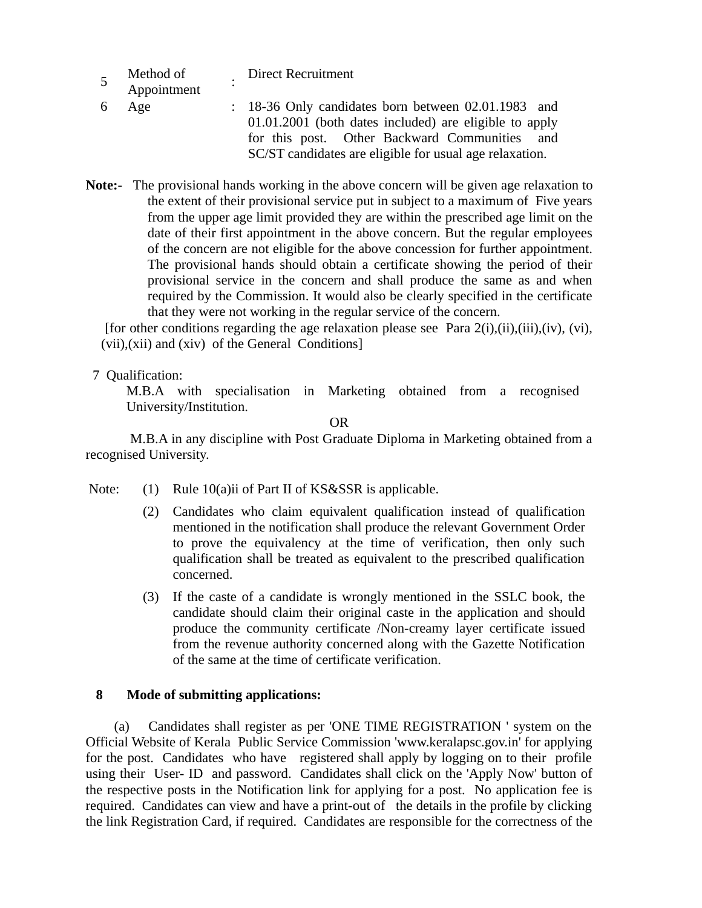| | | | |
|---|---|---|---|
| 5 | Method of Appointment | : | Direct Recruitment |
| 6 | Age | : | 18-36 Only candidates born between 02.01.1983 and 01.01.2001 (both dates included) are eligible to apply for this post. Other Backward Communities and SC/ST candidates are eligible for usual age relaxation. |

**Note:-** The provisional hands working in the above concern will be given age relaxation to the extent of their provisional service put in subject to a maximum of Five years from the upper age limit provided they are within the prescribed age limit on the date of their first appointment in the above concern. But the regular employees of the concern are not eligible for the above concession for further appointment. The provisional hands should obtain a certificate showing the period of their provisional service in the concern and shall produce the same as and when required by the Commission. It would also be clearly specified in the certificate that they were not working in the regular service of the concern.

[for other conditions regarding the age relaxation please see Para 2(i),(ii),(iii),(iv), (vi), (vii),(xii) and (xiv) of the General Conditions]

7 Qualification:

M.B.A with specialisation in Marketing obtained from a recognised University/Institution.

OR

M.B.A in any discipline with Post Graduate Diploma in Marketing obtained from a recognised University.

Note:

(1) Rule 10(a)ii of Part II of KS&SSR is applicable.

(2) Candidates who claim equivalent qualification instead of qualification mentioned in the notification shall produce the relevant Government Order to prove the equivalency at the time of verification, then only such qualification shall be treated as equivalent to the prescribed qualification concerned.

(3) If the caste of a candidate is wrongly mentioned in the SSLC book, the candidate should claim their original caste in the application and should produce the community certificate /Non-creamy layer certificate issued from the revenue authority concerned along with the Gazette Notification of the same at the time of certificate verification.

**8 Mode of submitting applications:**

(a) Candidates shall register as per 'ONE TIME REGISTRATION ' system on the Official Website of Kerala Public Service Commission 'www.keralapsc.gov.in' for applying for the post. Candidates who have registered shall apply by logging on to their profile using their User- ID and password. Candidates shall click on the 'Apply Now' button of the respective posts in the Notification link for applying for a post. No application fee is required. Candidates can view and have a print-out of the details in the profile by clicking the link Registration Card, if required. Candidates are responsible for the correctness of the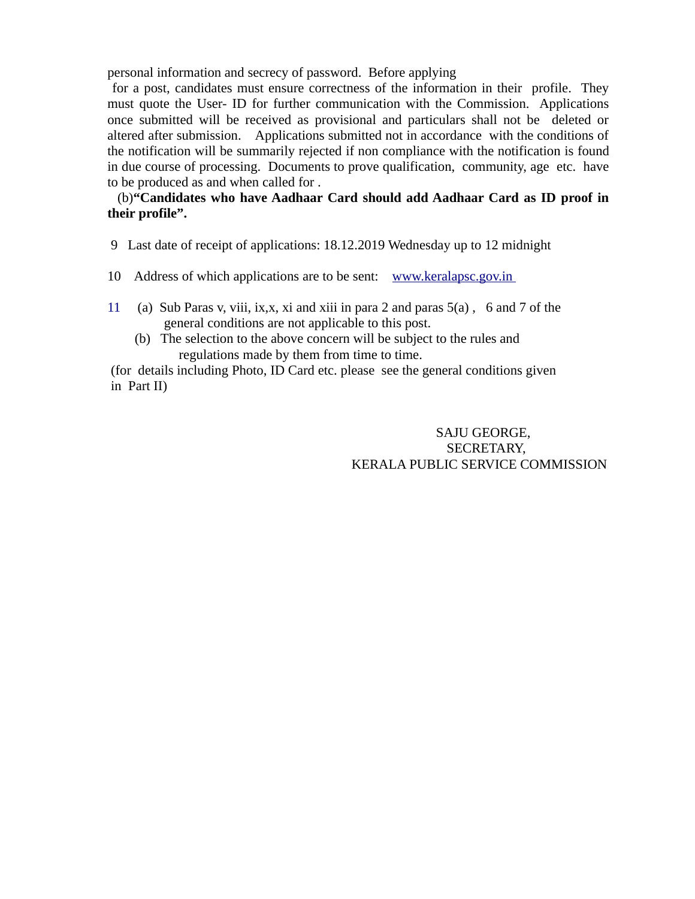personal information and secrecy of password. Before applying for a post, candidates must ensure correctness of the information in their profile. They must quote the User- ID for further communication with the Commission. Applications once submitted will be received as provisional and particulars shall not be deleted or altered after submission. Applications submitted not in accordance with the conditions of the notification will be summarily rejected if non compliance with the notification is found in due course of processing. Documents to prove qualification, community, age etc. have to be produced as and when called for .

(b)**"Candidates who have Aadhaar Card should add Aadhaar Card as ID proof in their profile".**

9 Last date of receipt of applications: 18.12.2019 Wednesday up to 12 midnight

10 Address of which applications are to be sent: www.keralapsc.gov.in

11 (a) Sub Paras v, viii, ix,x, xi and xiii in para 2 and paras 5(a) , 6 and 7 of the general conditions are not applicable to this post.

(b) The selection to the above concern will be subject to the rules and regulations made by them from time to time.

(for details including Photo, ID Card etc. please see the general conditions given in Part II)

SAJU GEORGE,
SECRETARY,
KERALA PUBLIC SERVICE COMMISSION